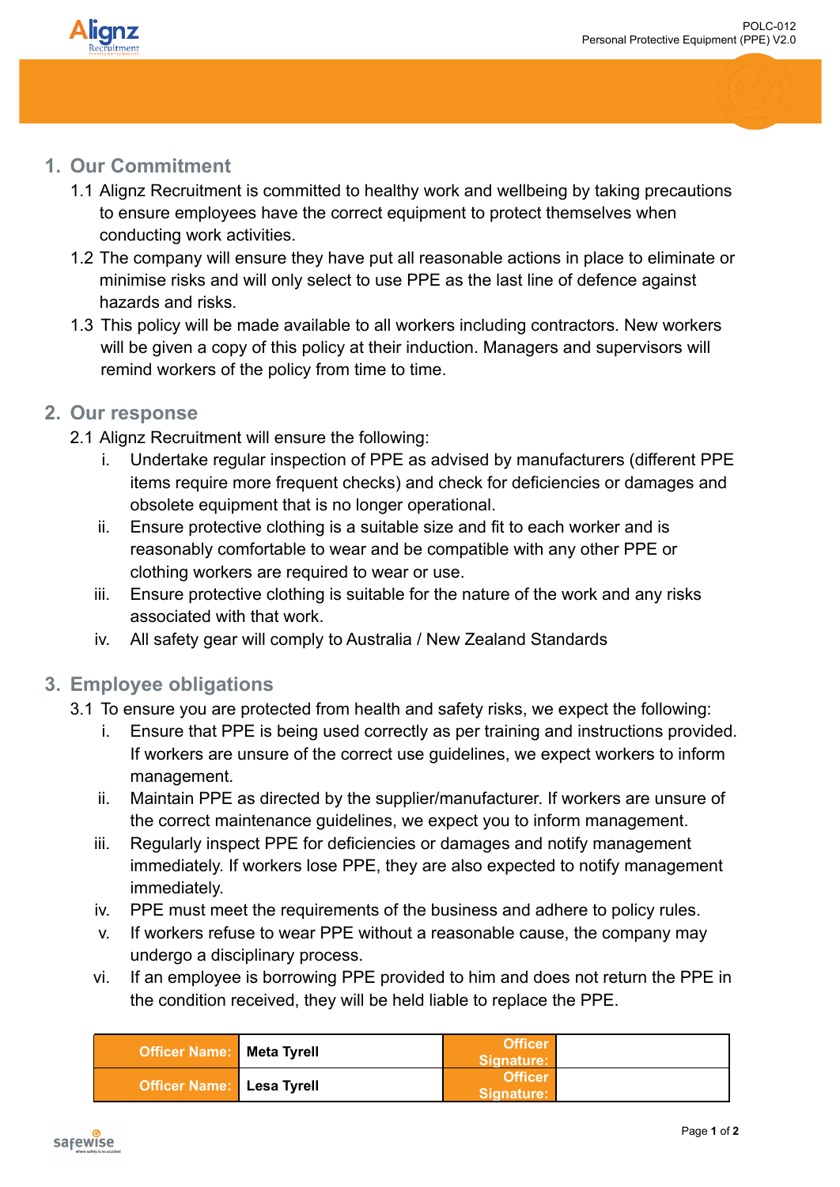# Personal Protective Equipment (PPE) V2.0

## 1. Our Commitment

1.1 Alignz Recruitment is committed to healthy work and wellbeing by taking precautions to ensure employees have the correct equipment to protect themselves when conducting work activities.

1.2 The company will ensure they have put all reasonable actions in place to eliminate or minimise risks and will only select to use PPE as the last line of defence against hazards and risks.

1.3 This policy will be made available to all workers including contractors. New workers will be given a copy of this policy at their induction. Managers and supervisors will remind workers of the policy from time to time.

## 2. Our response

2.1 Alignz Recruitment will ensure the following:

i. Undertake regular inspection of PPE as advised by manufacturers (different PPE items require more frequent checks) and check for deficiencies or damages and obsolete equipment that is no longer operational.

ii. Ensure protective clothing is a suitable size and fit to each worker and is reasonably comfortable to wear and be compatible with any other PPE or clothing workers are required to wear or use.

iii. Ensure protective clothing is suitable for the nature of the work and any risks associated with that work.

iv. All safety gear will comply to Australia / New Zealand Standards

## 3. Employee obligations

3.1 To ensure you are protected from health and safety risks, we expect the following:

i. Ensure that PPE is being used correctly as per training and instructions provided. If workers are unsure of the correct use guidelines, we expect workers to inform management.

ii. Maintain PPE as directed by the supplier/manufacturer. If workers are unsure of the correct maintenance guidelines, we expect you to inform management.

iii. Regularly inspect PPE for deficiencies or damages and notify management immediately. If workers lose PPE, they are also expected to notify management immediately.

iv. PPE must meet the requirements of the business and adhere to policy rules.

v. If workers refuse to wear PPE without a reasonable cause, the company may undergo a disciplinary process.

vi. If an employee is borrowing PPE provided to him and does not return the PPE in the condition received, they will be held liable to replace the PPE.

| Officer Name: | Meta Tyrell | Officer Signature: | |
|---|---|---|---|
| Officer Name: | Lesa Tyrell | Officer Signature: | |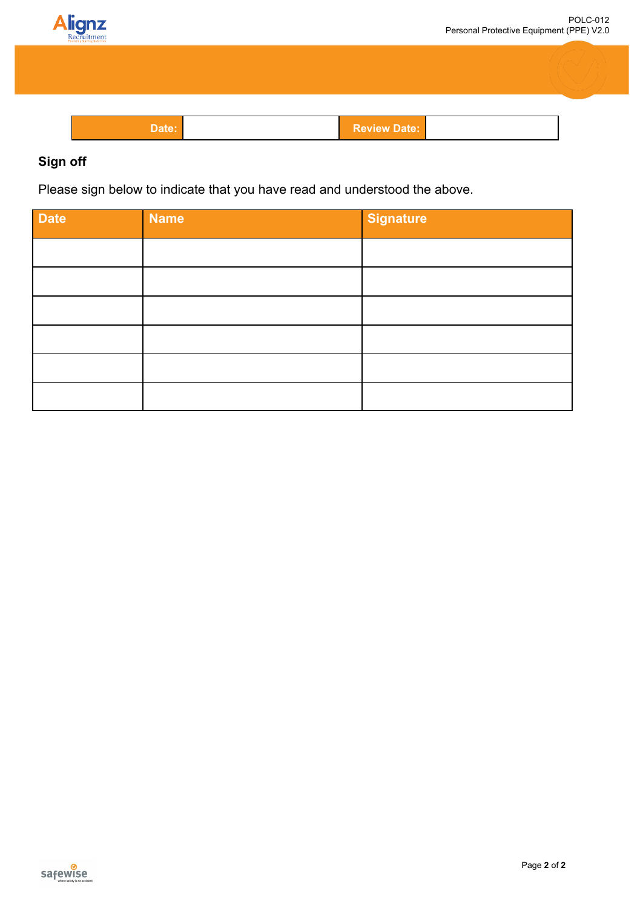| Date: | | Review Date: | |
|---|---|---|---|

## Sign off

Please sign below to indicate that you have read and understood the above.

| Date | Name | Signature |
|---|---|---|
| | | |
| | | |
| | | |
| | | |
| | | |
| | | |